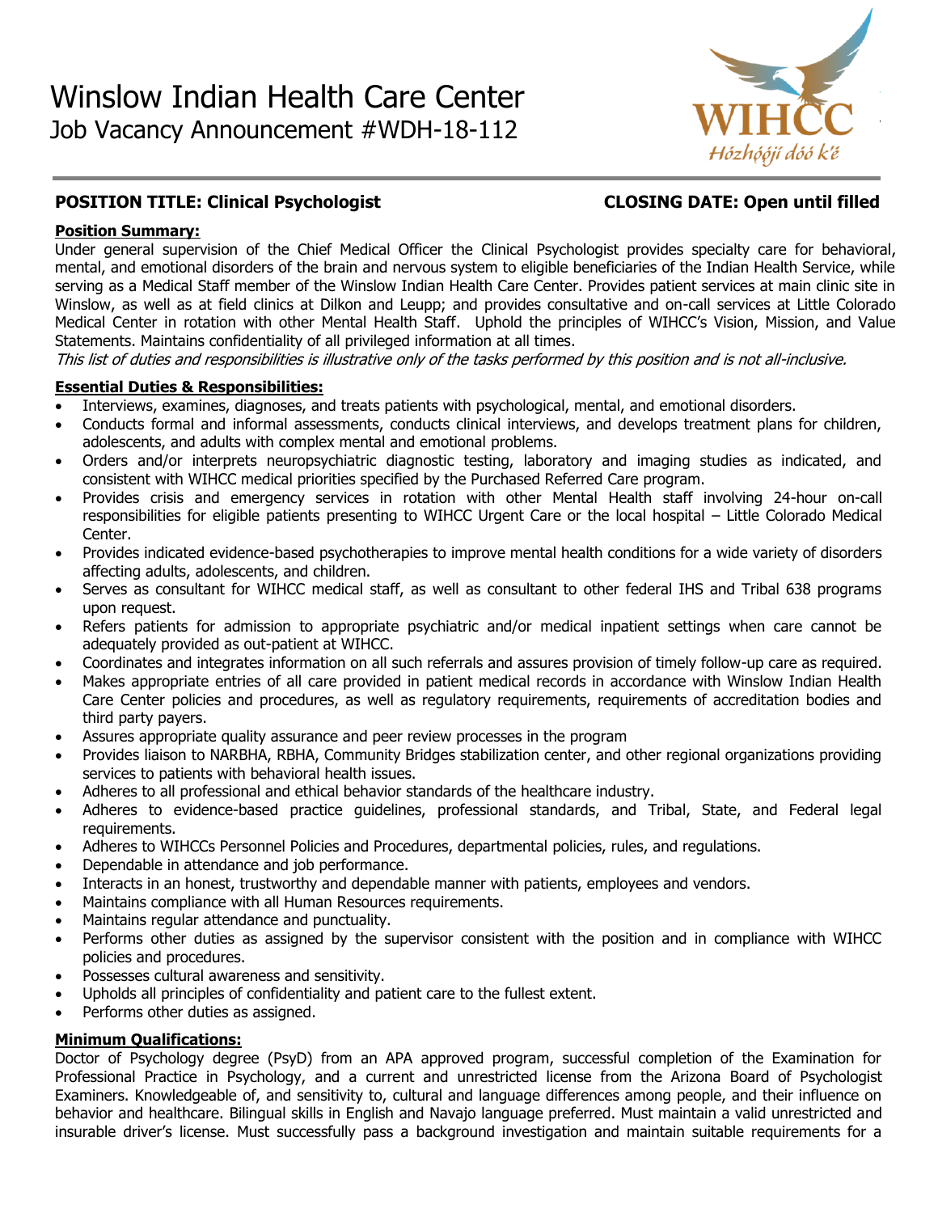# Winslow Indian Health Care Center

## Job Vacancy Announcement #WDH-18-112

WIHCC
Hózhǫ́ǫ́jí dóó k'é

**POSITION TITLE: Clinical Psychologist** **CLOSING DATE: Open until filled**

**Position Summary:**

Under general supervision of the Chief Medical Officer the Clinical Psychologist provides specialty care for behavioral, mental, and emotional disorders of the brain and nervous system to eligible beneficiaries of the Indian Health Service, while serving as a Medical Staff member of the Winslow Indian Health Care Center. Provides patient services at main clinic site in Winslow, as well as at field clinics at Dilkon and Leupp; and provides consultative and on-call services at Little Colorado Medical Center in rotation with other Mental Health Staff. Uphold the principles of WIHCC's Vision, Mission, and Value Statements. Maintains confidentiality of all privileged information at all times.

*This list of duties and responsibilities is illustrative only of the tasks performed by this position and is not all-inclusive.*

**Essential Duties & Responsibilities:**

- Interviews, examines, diagnoses, and treats patients with psychological, mental, and emotional disorders.
- Conducts formal and informal assessments, conducts clinical interviews, and develops treatment plans for children, adolescents, and adults with complex mental and emotional problems.
- Orders and/or interprets neuropsychiatric diagnostic testing, laboratory and imaging studies as indicated, and consistent with WIHCC medical priorities specified by the Purchased Referred Care program.
- Provides crisis and emergency services in rotation with other Mental Health staff involving 24-hour on-call responsibilities for eligible patients presenting to WIHCC Urgent Care or the local hospital – Little Colorado Medical Center.
- Provides indicated evidence-based psychotherapies to improve mental health conditions for a wide variety of disorders affecting adults, adolescents, and children.
- Serves as consultant for WIHCC medical staff, as well as consultant to other federal IHS and Tribal 638 programs upon request.
- Refers patients for admission to appropriate psychiatric and/or medical inpatient settings when care cannot be adequately provided as out-patient at WIHCC.
- Coordinates and integrates information on all such referrals and assures provision of timely follow-up care as required.
- Makes appropriate entries of all care provided in patient medical records in accordance with Winslow Indian Health Care Center policies and procedures, as well as regulatory requirements, requirements of accreditation bodies and third party payers.
- Assures appropriate quality assurance and peer review processes in the program
- Provides liaison to NARBHA, RBHA, Community Bridges stabilization center, and other regional organizations providing services to patients with behavioral health issues.
- Adheres to all professional and ethical behavior standards of the healthcare industry.
- Adheres to evidence-based practice guidelines, professional standards, and Tribal, State, and Federal legal requirements.
- Adheres to WIHCCs Personnel Policies and Procedures, departmental policies, rules, and regulations.
- Dependable in attendance and job performance.
- Interacts in an honest, trustworthy and dependable manner with patients, employees and vendors.
- Maintains compliance with all Human Resources requirements.
- Maintains regular attendance and punctuality.
- Performs other duties as assigned by the supervisor consistent with the position and in compliance with WIHCC policies and procedures.
- Possesses cultural awareness and sensitivity.
- Upholds all principles of confidentiality and patient care to the fullest extent.
- Performs other duties as assigned.

**Minimum Qualifications:**

Doctor of Psychology degree (PsyD) from an APA approved program, successful completion of the Examination for Professional Practice in Psychology, and a current and unrestricted license from the Arizona Board of Psychologist Examiners. Knowledgeable of, and sensitivity to, cultural and language differences among people, and their influence on behavior and healthcare. Bilingual skills in English and Navajo language preferred. Must maintain a valid unrestricted and insurable driver's license. Must successfully pass a background investigation and maintain suitable requirements for a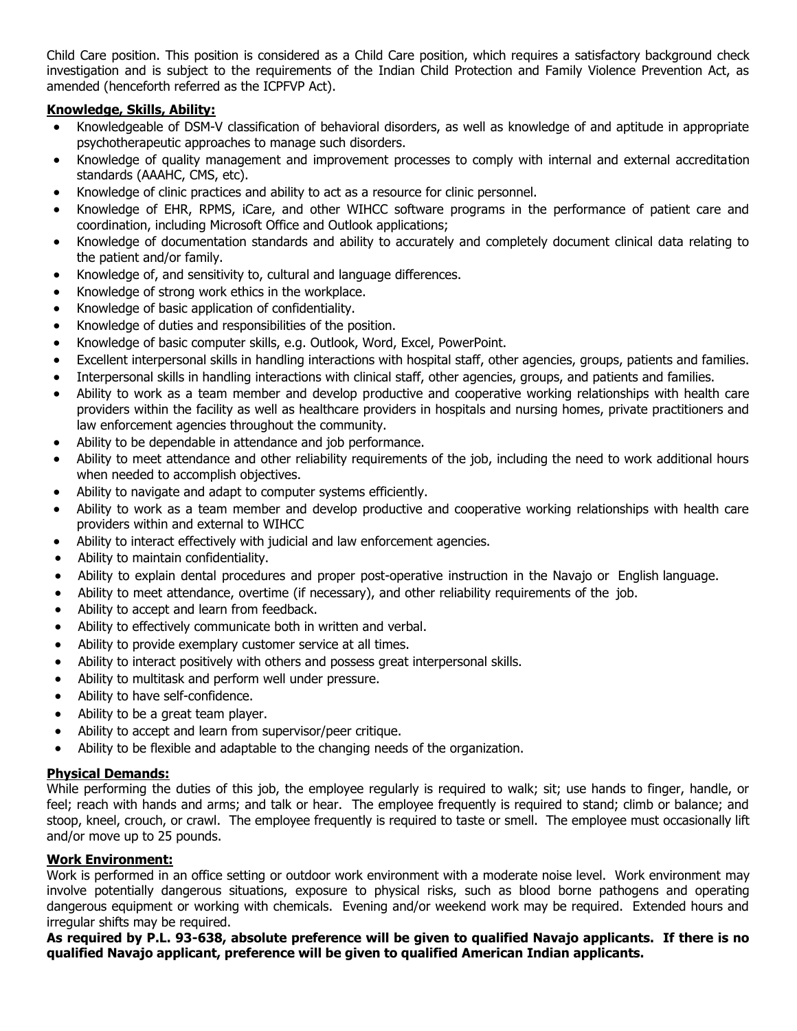Child Care position. This position is considered as a Child Care position, which requires a satisfactory background check investigation and is subject to the requirements of the Indian Child Protection and Family Violence Prevention Act, as amended (henceforth referred as the ICPFVP Act).

**Knowledge, Skills, Ability:**

- Knowledgeable of DSM-V classification of behavioral disorders, as well as knowledge of and aptitude in appropriate psychotherapeutic approaches to manage such disorders.
- Knowledge of quality management and improvement processes to comply with internal and external accreditation standards (AAAHC, CMS, etc).
- Knowledge of clinic practices and ability to act as a resource for clinic personnel.
- Knowledge of EHR, RPMS, iCare, and other WIHCC software programs in the performance of patient care and coordination, including Microsoft Office and Outlook applications;
- Knowledge of documentation standards and ability to accurately and completely document clinical data relating to the patient and/or family.
- Knowledge of, and sensitivity to, cultural and language differences.
- Knowledge of strong work ethics in the workplace.
- Knowledge of basic application of confidentiality.
- Knowledge of duties and responsibilities of the position.
- Knowledge of basic computer skills, e.g. Outlook, Word, Excel, PowerPoint.
- Excellent interpersonal skills in handling interactions with hospital staff, other agencies, groups, patients and families.
- Interpersonal skills in handling interactions with clinical staff, other agencies, groups, and patients and families.
- Ability to work as a team member and develop productive and cooperative working relationships with health care providers within the facility as well as healthcare providers in hospitals and nursing homes, private practitioners and law enforcement agencies throughout the community.
- Ability to be dependable in attendance and job performance.
- Ability to meet attendance and other reliability requirements of the job, including the need to work additional hours when needed to accomplish objectives.
- Ability to navigate and adapt to computer systems efficiently.
- Ability to work as a team member and develop productive and cooperative working relationships with health care providers within and external to WIHCC
- Ability to interact effectively with judicial and law enforcement agencies.
- Ability to maintain confidentiality.
- Ability to explain dental procedures and proper post-operative instruction in the Navajo or English language.
- Ability to meet attendance, overtime (if necessary), and other reliability requirements of the job.
- Ability to accept and learn from feedback.
- Ability to effectively communicate both in written and verbal.
- Ability to provide exemplary customer service at all times.
- Ability to interact positively with others and possess great interpersonal skills.
- Ability to multitask and perform well under pressure.
- Ability to have self-confidence.
- Ability to be a great team player.
- Ability to accept and learn from supervisor/peer critique.
- Ability to be flexible and adaptable to the changing needs of the organization.

**Physical Demands:**

While performing the duties of this job, the employee regularly is required to walk; sit; use hands to finger, handle, or feel; reach with hands and arms; and talk or hear. The employee frequently is required to stand; climb or balance; and stoop, kneel, crouch, or crawl. The employee frequently is required to taste or smell. The employee must occasionally lift and/or move up to 25 pounds.

**Work Environment:**

Work is performed in an office setting or outdoor work environment with a moderate noise level. Work environment may involve potentially dangerous situations, exposure to physical risks, such as blood borne pathogens and operating dangerous equipment or working with chemicals. Evening and/or weekend work may be required. Extended hours and irregular shifts may be required.

**As required by P.L. 93-638, absolute preference will be given to qualified Navajo applicants. If there is no qualified Navajo applicant, preference will be given to qualified American Indian applicants.**